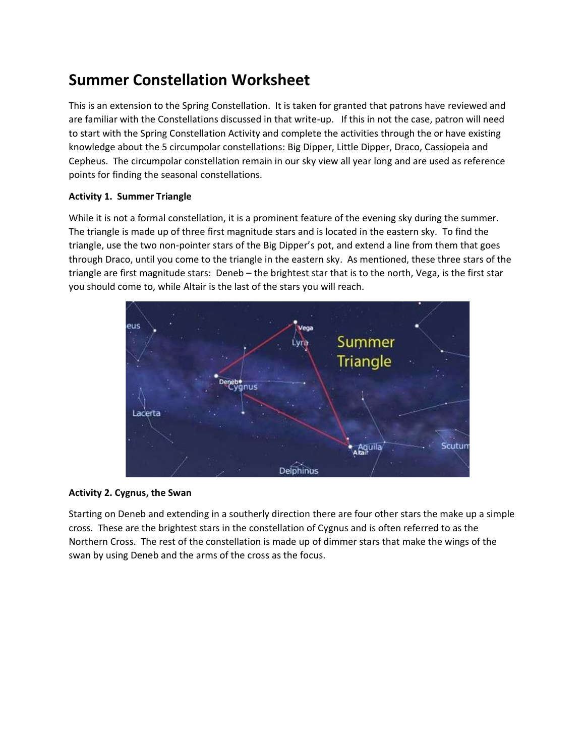# Summer Constellation Worksheet

This is an extension to the Spring Constellation. It is taken for granted that patrons have reviewed and are familiar with the Constellations discussed in that write-up. If this in not the case, patron will need to start with the Spring Constellation Activity and complete the activities through the or have existing knowledge about the 5 circumpolar constellations: Big Dipper, Little Dipper, Draco, Cassiopeia and Cepheus. The circumpolar constellation remain in our sky view all year long and are used as reference points for finding the seasonal constellations.

**Activity 1. Summer Triangle**

While it is not a formal constellation, it is a prominent feature of the evening sky during the summer. The triangle is made up of three first magnitude stars and is located in the eastern sky. To find the triangle, use the two non-pointer stars of the Big Dipper's pot, and extend a line from them that goes through Draco, until you come to the triangle in the eastern sky. As mentioned, these three stars of the triangle are first magnitude stars: Deneb – the brightest star that is to the north, Vega, is the first star you should come to, while Altair is the last of the stars you will reach.

**Activity 2. Cygnus, the Swan**

Starting on Deneb and extending in a southerly direction there are four other stars the make up a simple cross. These are the brightest stars in the constellation of Cygnus and is often referred to as the Northern Cross. The rest of the constellation is made up of dimmer stars that make the wings of the swan by using Deneb and the arms of the cross as the focus.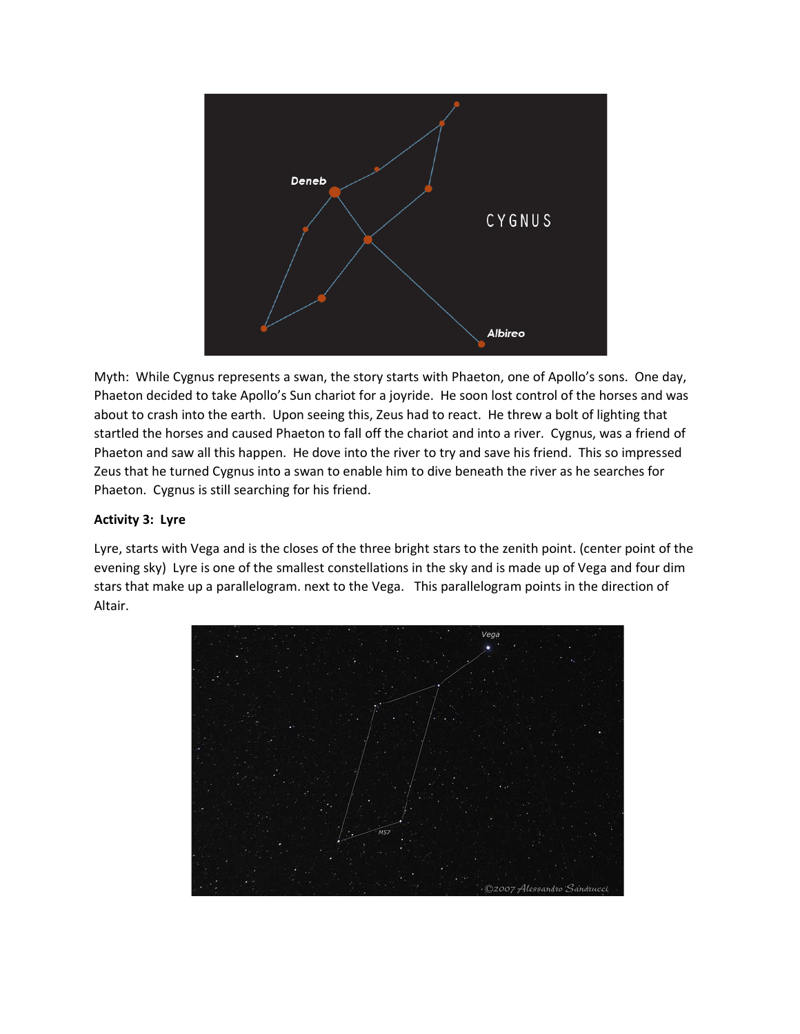Myth: While Cygnus represents a swan, the story starts with Phaeton, one of Apollo's sons. One day, Phaeton decided to take Apollo's Sun chariot for a joyride. He soon lost control of the horses and was about to crash into the earth. Upon seeing this, Zeus had to react. He threw a bolt of lighting that startled the horses and caused Phaeton to fall off the chariot and into a river. Cygnus, was a friend of Phaeton and saw all this happen. He dove into the river to try and save his friend. This so impressed Zeus that he turned Cygnus into a swan to enable him to dive beneath the river as he searches for Phaeton. Cygnus is still searching for his friend.

**Activity 3: Lyre**

Lyre, starts with Vega and is the closes of the three bright stars to the zenith point. (center point of the evening sky) Lyre is one of the smallest constellations in the sky and is made up of Vega and four dim stars that make up a parallelogram. next to the Vega. This parallelogram points in the direction of Altair.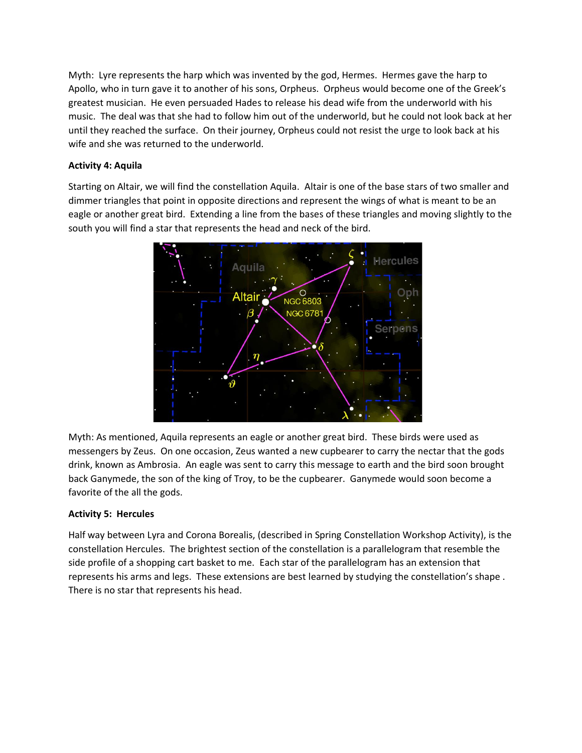Myth: Lyre represents the harp which was invented by the god, Hermes. Hermes gave the harp to Apollo, who in turn gave it to another of his sons, Orpheus. Orpheus would become one of the Greek's greatest musician. He even persuaded Hades to release his dead wife from the underworld with his music. The deal was that she had to follow him out of the underworld, but he could not look back at her until they reached the surface. On their journey, Orpheus could not resist the urge to look back at his wife and she was returned to the underworld.

**Activity 4: Aquila**

Starting on Altair, we will find the constellation Aquila. Altair is one of the base stars of two smaller and dimmer triangles that point in opposite directions and represent the wings of what is meant to be an eagle or another great bird. Extending a line from the bases of these triangles and moving slightly to the south you will find a star that represents the head and neck of the bird.

Myth: As mentioned, Aquila represents an eagle or another great bird. These birds were used as messengers by Zeus. On one occasion, Zeus wanted a new cupbearer to carry the nectar that the gods drink, known as Ambrosia. An eagle was sent to carry this message to earth and the bird soon brought back Ganymede, the son of the king of Troy, to be the cupbearer. Ganymede would soon become a favorite of the all the gods.

**Activity 5: Hercules**

Half way between Lyra and Corona Borealis, (described in Spring Constellation Workshop Activity), is the constellation Hercules. The brightest section of the constellation is a parallelogram that resemble the side profile of a shopping cart basket to me. Each star of the parallelogram has an extension that represents his arms and legs. These extensions are best learned by studying the constellation's shape . There is no star that represents his head.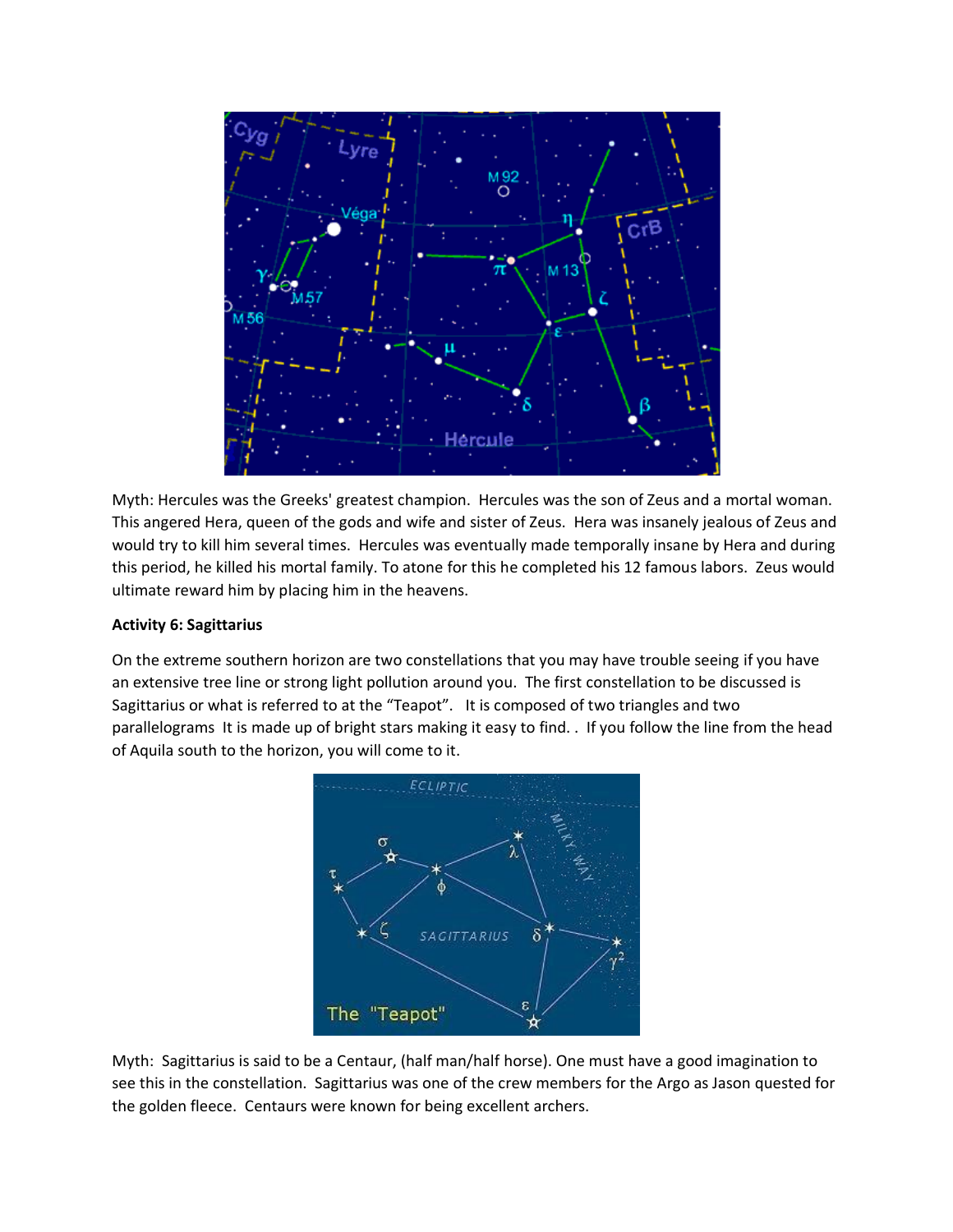Myth: Hercules was the Greeks' greatest champion. Hercules was the son of Zeus and a mortal woman. This angered Hera, queen of the gods and wife and sister of Zeus. Hera was insanely jealous of Zeus and would try to kill him several times. Hercules was eventually made temporally insane by Hera and during this period, he killed his mortal family. To atone for this he completed his 12 famous labors. Zeus would ultimate reward him by placing him in the heavens.

**Activity 6: Sagittarius**

On the extreme southern horizon are two constellations that you may have trouble seeing if you have an extensive tree line or strong light pollution around you. The first constellation to be discussed is Sagittarius or what is referred to at the "Teapot". It is composed of two triangles and two parallelograms It is made up of bright stars making it easy to find. . If you follow the line from the head of Aquila south to the horizon, you will come to it.

Myth: Sagittarius is said to be a Centaur, (half man/half horse). One must have a good imagination to see this in the constellation. Sagittarius was one of the crew members for the Argo as Jason quested for the golden fleece. Centaurs were known for being excellent archers.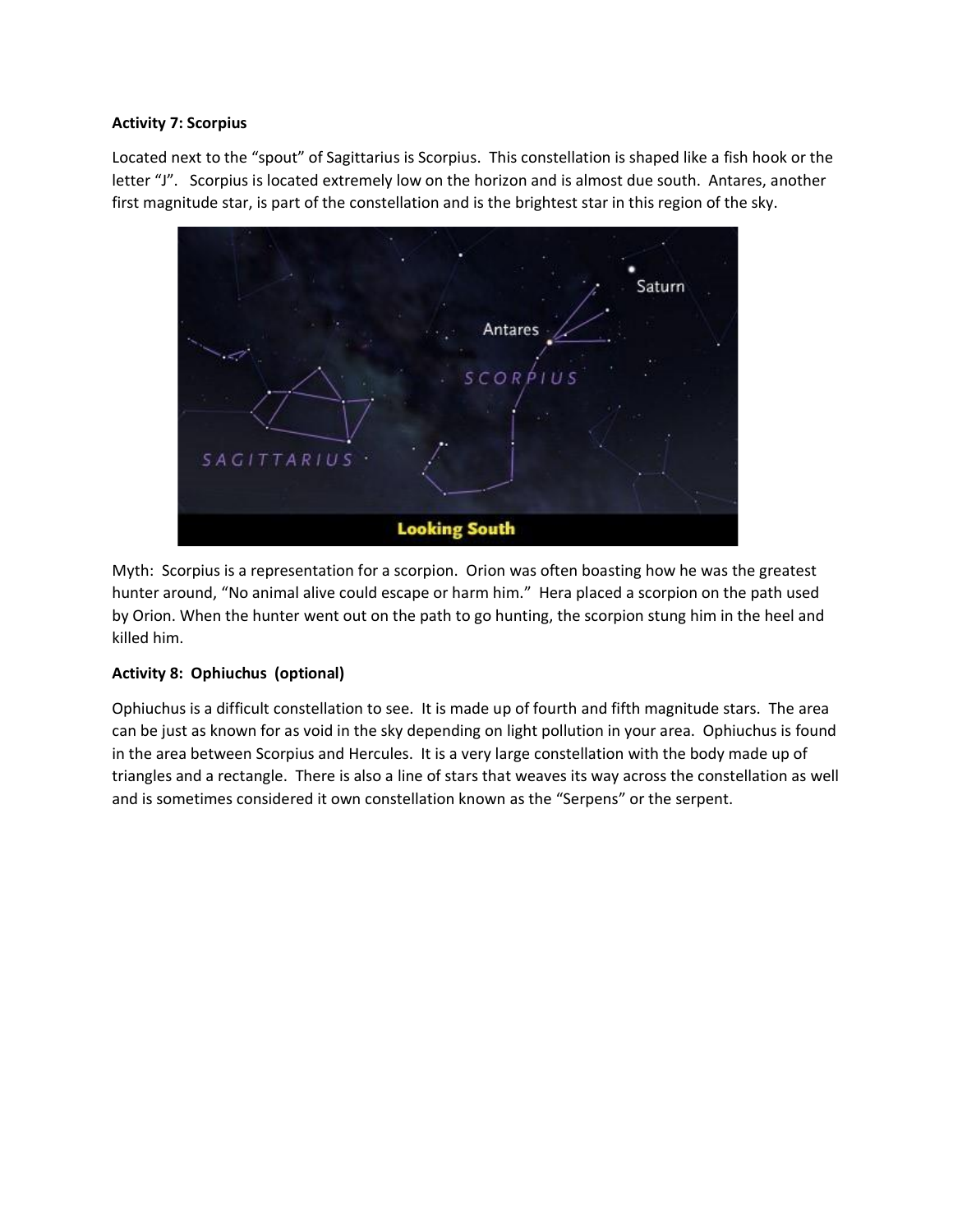**Activity 7: Scorpius**

Located next to the "spout" of Sagittarius is Scorpius. This constellation is shaped like a fish hook or the letter "J". Scorpius is located extremely low on the horizon and is almost due south. Antares, another first magnitude star, is part of the constellation and is the brightest star in this region of the sky.

Myth: Scorpius is a representation for a scorpion. Orion was often boasting how he was the greatest hunter around, "No animal alive could escape or harm him." Hera placed a scorpion on the path used by Orion. When the hunter went out on the path to go hunting, the scorpion stung him in the heel and killed him.

**Activity 8: Ophiuchus (optional)**

Ophiuchus is a difficult constellation to see. It is made up of fourth and fifth magnitude stars. The area can be just as known for as void in the sky depending on light pollution in your area. Ophiuchus is found in the area between Scorpius and Hercules. It is a very large constellation with the body made up of triangles and a rectangle. There is also a line of stars that weaves its way across the constellation as well and is sometimes considered it own constellation known as the "Serpens" or the serpent.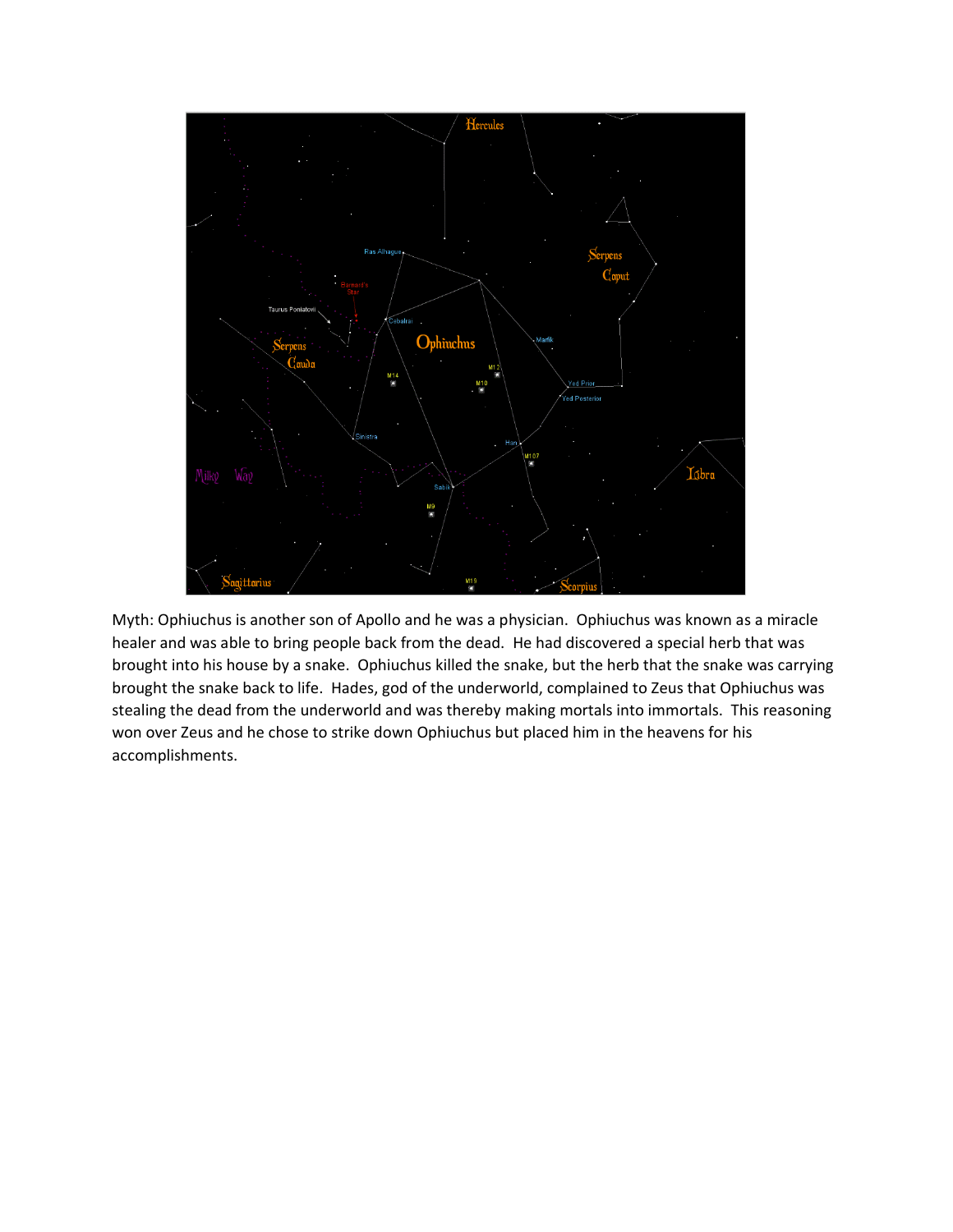Myth: Ophiuchus is another son of Apollo and he was a physician. Ophiuchus was known as a miracle healer and was able to bring people back from the dead. He had discovered a special herb that was brought into his house by a snake. Ophiuchus killed the snake, but the herb that the snake was carrying brought the snake back to life. Hades, god of the underworld, complained to Zeus that Ophiuchus was stealing the dead from the underworld and was thereby making mortals into immortals. This reasoning won over Zeus and he chose to strike down Ophiuchus but placed him in the heavens for his accomplishments.